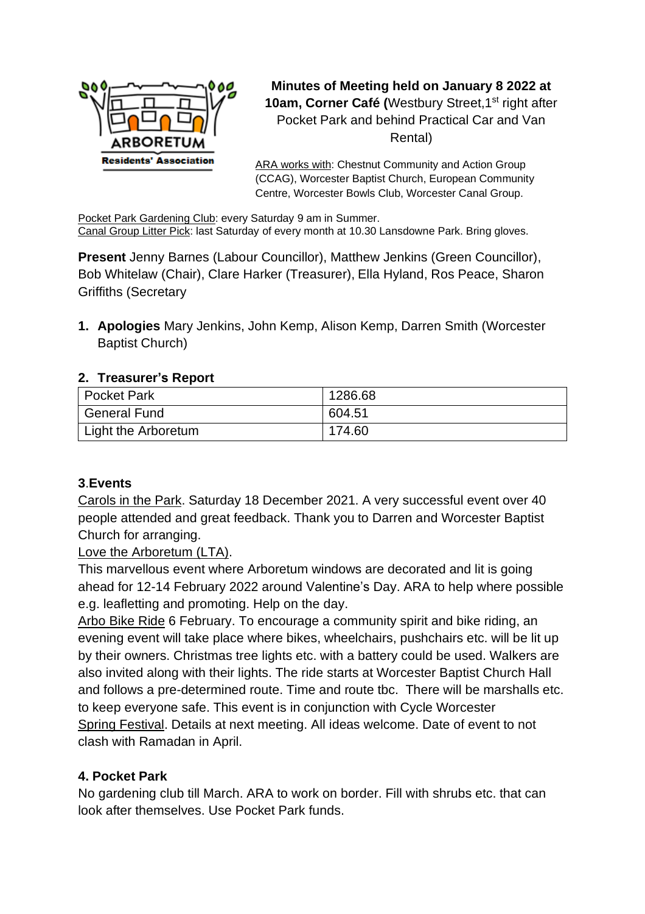**Minutes of Meeting held on January 8 2022 at 10am, Corner Café (**Westbury Street,1st right after Pocket Park and behind Practical Car and Van Rental)

ARA works with: Chestnut Community and Action Group (CCAG), Worcester Baptist Church, European Community Centre, Worcester Bowls Club, Worcester Canal Group.

Pocket Park Gardening Club: every Saturday 9 am in Summer.
Canal Group Litter Pick: last Saturday of every month at 10.30 Lansdowne Park. Bring gloves.

**Present** Jenny Barnes (Labour Councillor), Matthew Jenkins (Green Councillor), Bob Whitelaw (Chair), Clare Harker (Treasurer), Ella Hyland, Ros Peace, Sharon Griffiths (Secretary

1. **Apologies** Mary Jenkins, John Kemp, Alison Kemp, Darren Smith (Worcester Baptist Church)

## 2. Treasurer's Report

| Pocket Park | 1286.68 |
|---|---|
| General Fund | 604.51 |
| Light the Arboretum | 174.60 |

## 3.Events

Carols in the Park. Saturday 18 December 2021. A very successful event over 40 people attended and great feedback. Thank you to Darren and Worcester Baptist Church for arranging.

Love the Arboretum (LTA).

This marvellous event where Arboretum windows are decorated and lit is going ahead for 12-14 February 2022 around Valentine's Day. ARA to help where possible e.g. leafletting and promoting. Help on the day.

Arbo Bike Ride 6 February. To encourage a community spirit and bike riding, an evening event will take place where bikes, wheelchairs, pushchairs etc. will be lit up by their owners. Christmas tree lights etc. with a battery could be used. Walkers are also invited along with their lights. The ride starts at Worcester Baptist Church Hall and follows a pre-determined route. Time and route tbc. There will be marshalls etc. to keep everyone safe. This event is in conjunction with Cycle Worcester

Spring Festival. Details at next meeting. All ideas welcome. Date of event to not clash with Ramadan in April.

## 4. Pocket Park

No gardening club till March. ARA to work on border. Fill with shrubs etc. that can look after themselves. Use Pocket Park funds.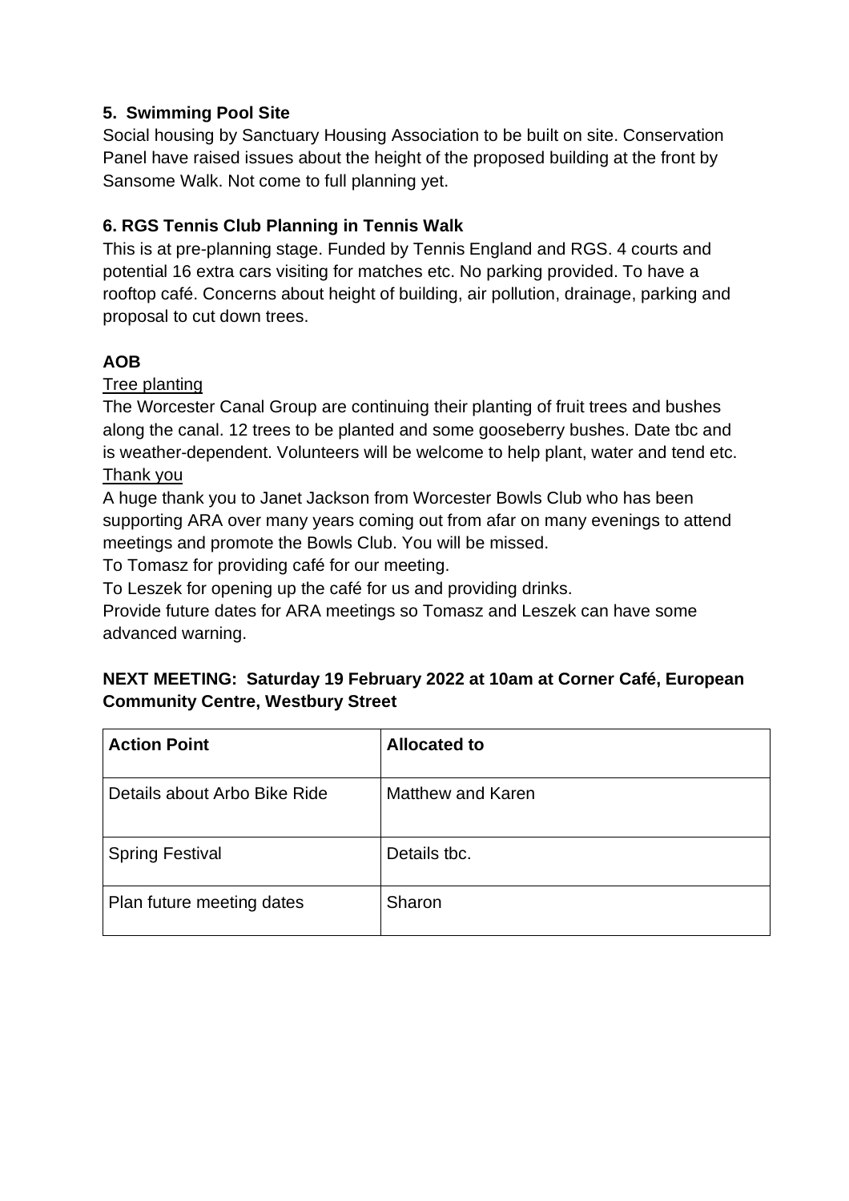### 5. Swimming Pool Site

Social housing by Sanctuary Housing Association to be built on site. Conservation Panel have raised issues about the height of the proposed building at the front by Sansome Walk. Not come to full planning yet.

### 6. RGS Tennis Club Planning in Tennis Walk

This is at pre-planning stage. Funded by Tennis England and RGS. 4 courts and potential 16 extra cars visiting for matches etc. No parking provided. To have a rooftop café. Concerns about height of building, air pollution, drainage, parking and proposal to cut down trees.

### AOB

Tree planting

The Worcester Canal Group are continuing their planting of fruit trees and bushes along the canal. 12 trees to be planted and some gooseberry bushes. Date tbc and is weather-dependent. Volunteers will be welcome to help plant, water and tend etc.

Thank you

A huge thank you to Janet Jackson from Worcester Bowls Club who has been supporting ARA over many years coming out from afar on many evenings to attend meetings and promote the Bowls Club. You will be missed.

To Tomasz for providing café for our meeting.

To Leszek for opening up the café for us and providing drinks.

Provide future dates for ARA meetings so Tomasz and Leszek can have some advanced warning.

**NEXT MEETING: Saturday 19 February 2022 at 10am at Corner Café, European Community Centre, Westbury Street**

| Action Point | Allocated to |
|---|---|
| Details about Arbo Bike Ride | Matthew and Karen |
| Spring Festival | Details tbc. |
| Plan future meeting dates | Sharon |